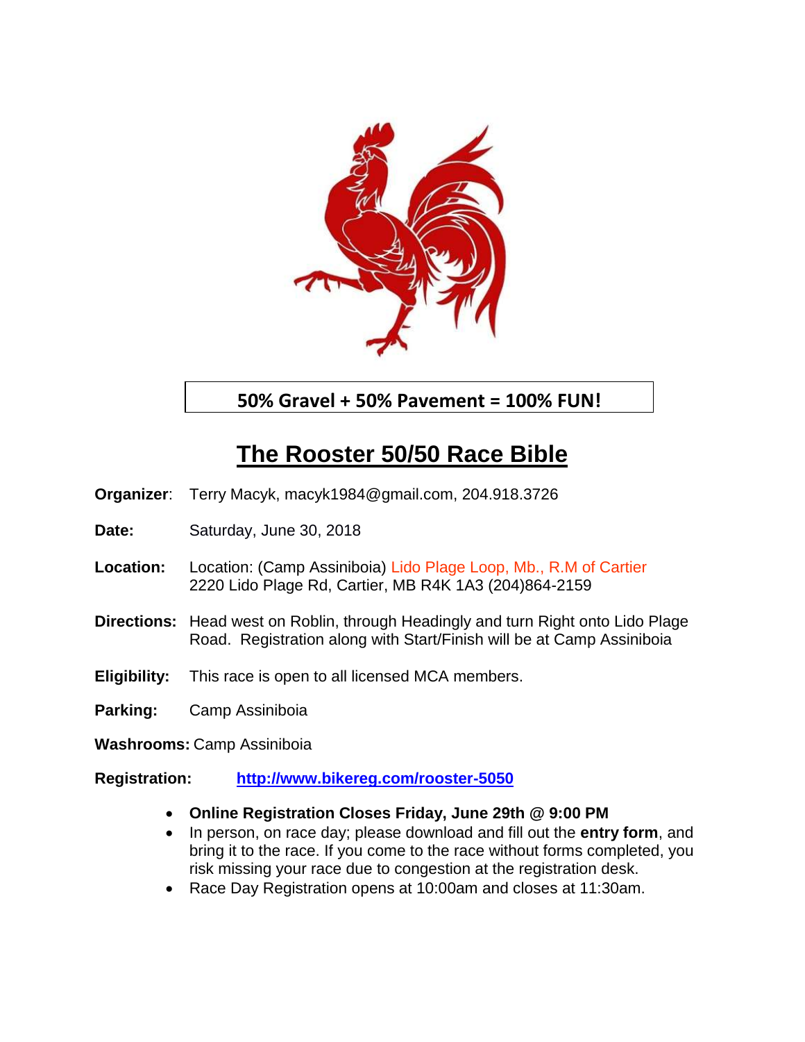**50% Gravel + 50% Pavement = 100% FUN!**

# The Rooster 50/50 Race Bible

**Organizer**: Terry Macyk, macyk1984@gmail.com, 204.918.3726

**Date:** Saturday, June 30, 2018

**Location:** Location: (Camp Assiniboia) Lido Plage Loop, Mb., R.M of Cartier
2220 Lido Plage Rd, Cartier, MB R4K 1A3 (204)864-2159

**Directions:** Head west on Roblin, through Headingly and turn Right onto Lido Plage Road. Registration along with Start/Finish will be at Camp Assiniboia

**Eligibility:** This race is open to all licensed MCA members.

**Parking:** Camp Assiniboia

**Washrooms:** Camp Assiniboia

**Registration:** **http://www.bikereg.com/rooster-5050**

- **Online Registration Closes Friday, June 29th @ 9:00 PM**
- In person, on race day; please download and fill out the **entry form**, and bring it to the race. If you come to the race without forms completed, you risk missing your race due to congestion at the registration desk.
- Race Day Registration opens at 10:00am and closes at 11:30am.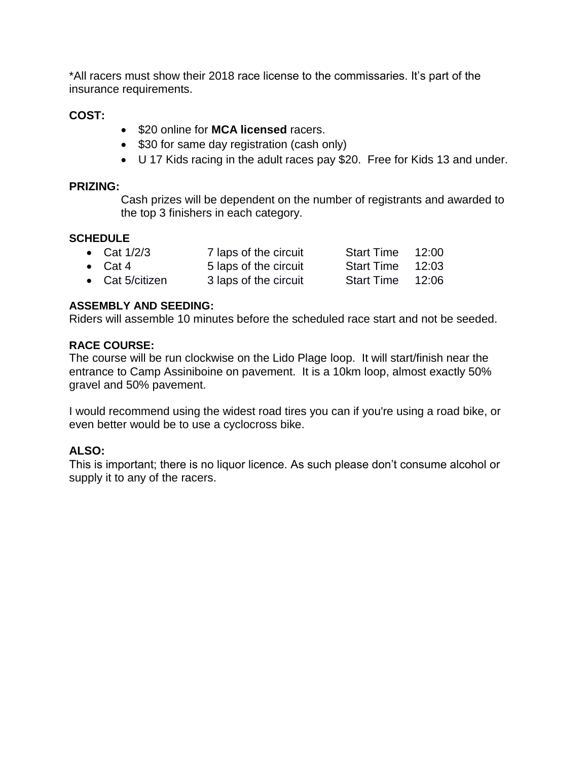*All racers must show their 2018 race license to the commissaries. It's part of the insurance requirements.

**COST:**

- $20 online for **MCA licensed** racers.
- $30 for same day registration (cash only)
- U 17 Kids racing in the adult races pay $20. Free for Kids 13 and under.

**PRIZING:**

Cash prizes will be dependent on the number of registrants and awarded to the top 3 finishers in each category.

**SCHEDULE**

| | | | |
|---|---|---|---|
| • Cat 1/2/3 | 7 laps of the circuit | Start Time | 12:00 |
| • Cat 4 | 5 laps of the circuit | Start Time | 12:03 |
| • Cat 5/citizen | 3 laps of the circuit | Start Time | 12:06 |

**ASSEMBLY AND SEEDING:**

Riders will assemble 10 minutes before the scheduled race start and not be seeded.

**RACE COURSE:**

The course will be run clockwise on the Lido Plage loop. It will start/finish near the entrance to Camp Assiniboine on pavement. It is a 10km loop, almost exactly 50% gravel and 50% pavement.

I would recommend using the widest road tires you can if you're using a road bike, or even better would be to use a cyclocross bike.

**ALSO:**

This is important; there is no liquor licence. As such please don't consume alcohol or supply it to any of the racers.